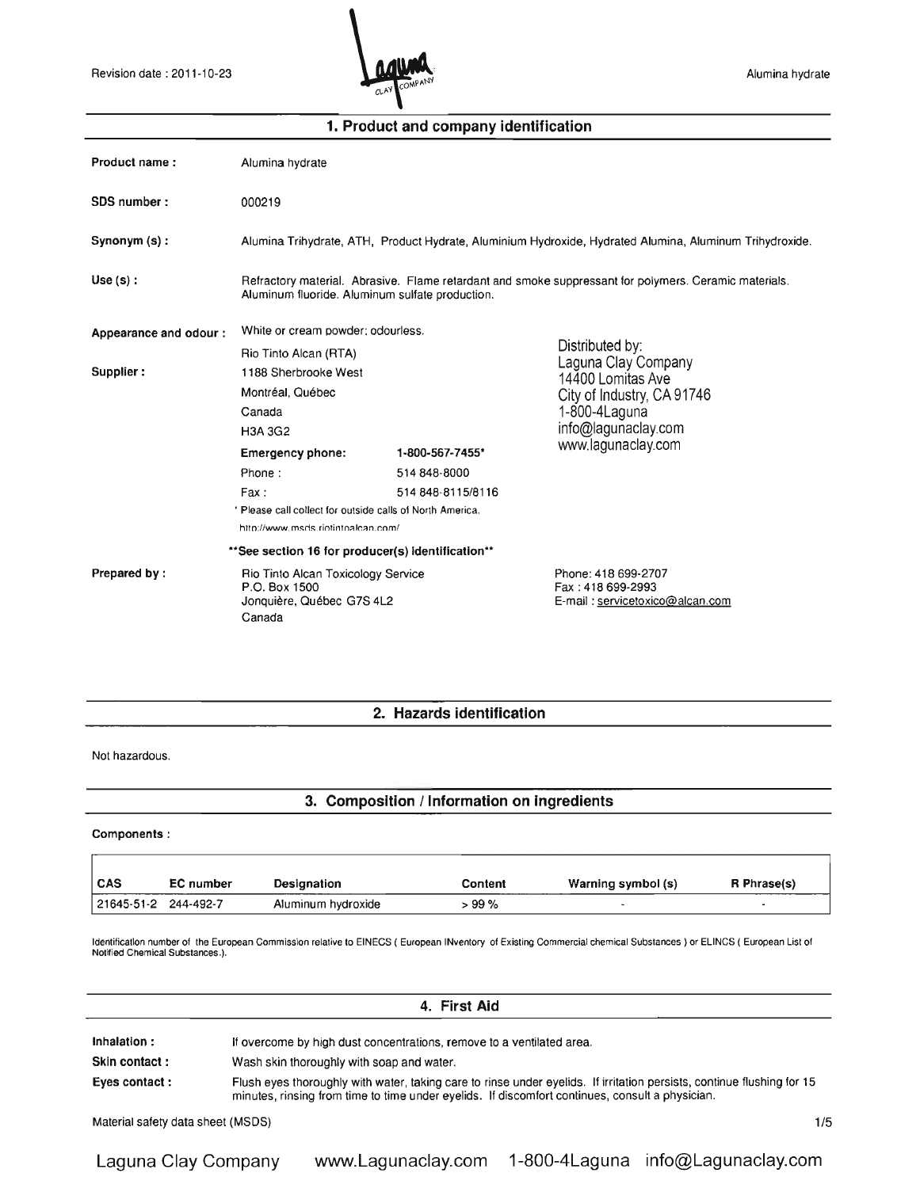Revision date : 2011-10-23

Alumina hydrate

## 1. Product and company identification

**Product name :** Alumina hydrate

**SDS number :** 000219

**Synonym (s) :** Alumina Trihydrate, ATH, Product Hydrate, Aluminium Hydroxide, Hydrated Alumina, Aluminum Trihydroxide.

**Use (s) :** Refractory material. Abrasive. Flame retardant and smoke suppressant for polymers. Ceramic materials. Aluminum fluoride. Aluminum sulfate production.

**Appearance and odour :** White or cream powder; odourless.

**Supplier :**
Rio Tinto Alcan (RTA)
1188 Sherbrooke West
Montréal, Québec
Canada
H3A 3G2

**Emergency phone:** 1-800-567-7455*
Phone : 514 848-8000
Fax : 514 848-8115/8116

* Please call collect for outside calls of North America.
http://www.msds.riotintoalcan.com/

Distributed by:
Laguna Clay Company
14400 Lomitas Ave
City of Industry, CA 91746
1-800-4Laguna
info@lagunaclay.com
www.lagunaclay.com

**See section 16 for producer(s) identification**

**Prepared by :**
Rio Tinto Alcan Toxicology Service
P.O. Box 1500
Jonquière, Québec G7S 4L2
Canada

Phone: 418 699-2707
Fax : 418 699-2993
E-mail : servicetoxico@alcan.com

## 2. Hazards identification

Not hazardous.

## 3. Composition / Information on ingredients

**Components :**

| CAS | EC number | Designation | Content | Warning symbol (s) | R Phrase(s) |
|---|---|---|---|---|---|
| 21645-51-2 | 244-492-7 | Aluminum hydroxide | > 99 % | - | - |

Identification number of the European Commission relative to EINECS ( European INventory of Existing Commercial chemical Substances ) or ELINCS ( European List of Notified Chemical Substances.).

## 4. First Aid

**Inhalation :** If overcome by high dust concentrations, remove to a ventilated area.

**Skin contact :** Wash skin thoroughly with soap and water.

**Eyes contact :** Flush eyes thoroughly with water, taking care to rinse under eyelids. If irritation persists, continue flushing for 15 minutes, rinsing from time to time under eyelids. If discomfort continues, consult a physician.

Material safety data sheet (MSDS)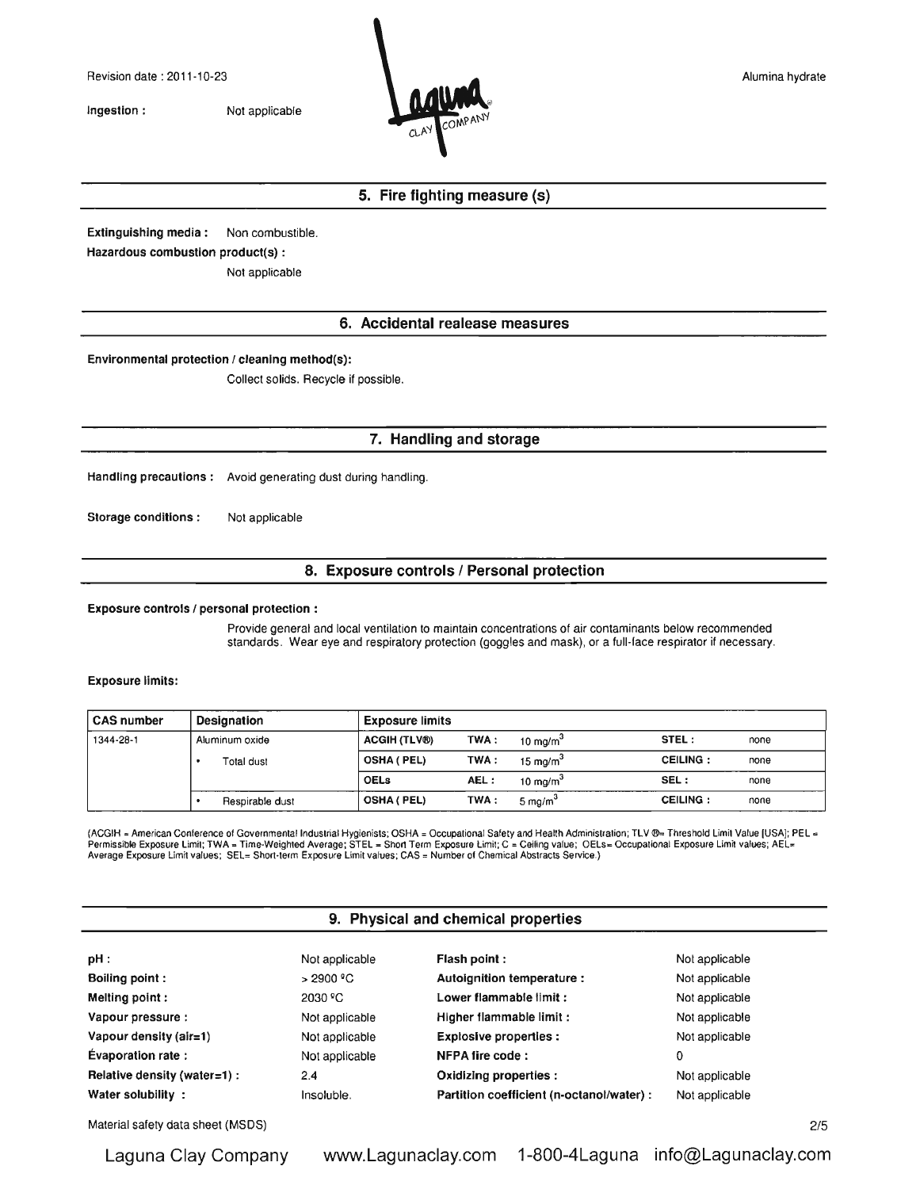**Ingestion :** Not applicable

## 5. Fire fighting measure (s)

**Extinguishing media :** Non combustible.

**Hazardous combustion product(s) :**

Not applicable

## 6. Accidental realease measures

**Environmental protection / cleaning method(s):**

Collect solids. Recycle if possible.

## 7. Handling and storage

**Handling precautions :** Avoid generating dust during handling.

**Storage conditions :** Not applicable

## 8. Exposure controls / Personal protection

**Exposure controls / personal protection :**

Provide general and local ventilation to maintain concentrations of air contaminants below recommended standards. Wear eye and respiratory protection (goggles and mask), or a full-face respirator if necessary.

**Exposure limits:**

| CAS number | Designation | Exposure limits | | | | |
|---|---|---|---|---|---|---|
| 1344-28-1 | Aluminum oxide | ACGIH (TLV®) | TWA : | 10 $mg/m^3$ | STEL : | none |
| | • Total dust | OSHA ( PEL) | TWA : | 15 $mg/m^3$ | CEILING : | none |
| | | OELs | AEL : | 10 $mg/m^3$ | SEL : | none |
| | • Respirable dust | OSHA ( PEL) | TWA : | 5 $mg/m^3$ | CEILING : | none |

(ACGIH = American Conference of Governmental Industrial Hygienists; OSHA = Occupational Safety and Health Administration; TLV ®= Threshold Limit Value [USA]; PEL = Permissible Exposure Limit; TWA = Time-Weighted Average; STEL = Short Term Exposure Limit; C = Ceiling value; OELs= Occupational Exposure Limit values; AEL= Average Exposure Limit values; SEL= Short-term Exposure Limit values; CAS = Number of Chemical Abstracts Service.)

## 9. Physical and chemical properties

| | | | |
|---|---|---|---|
| **pH :** | Not applicable | **Flash point :** | Not applicable |
| **Boiling point :** | > 2900 ºC | **Autoignition temperature :** | Not applicable |
| **Melting point :** | 2030 ºC | **Lower flammable limit :** | Not applicable |
| **Vapour pressure :** | Not applicable | **Higher flammable limit :** | Not applicable |
| **Vapour density (air=1)** | Not applicable | **Explosive properties :** | Not applicable |
| **Évaporation rate :** | Not applicable | **NFPA fire code :** | 0 |
| **Relative density (water=1) :** | 2.4 | **Oxidizing properties :** | Not applicable |
| **Water solubility :** | Insoluble. | **Partition coefficient (n-octanol/water) :** | Not applicable |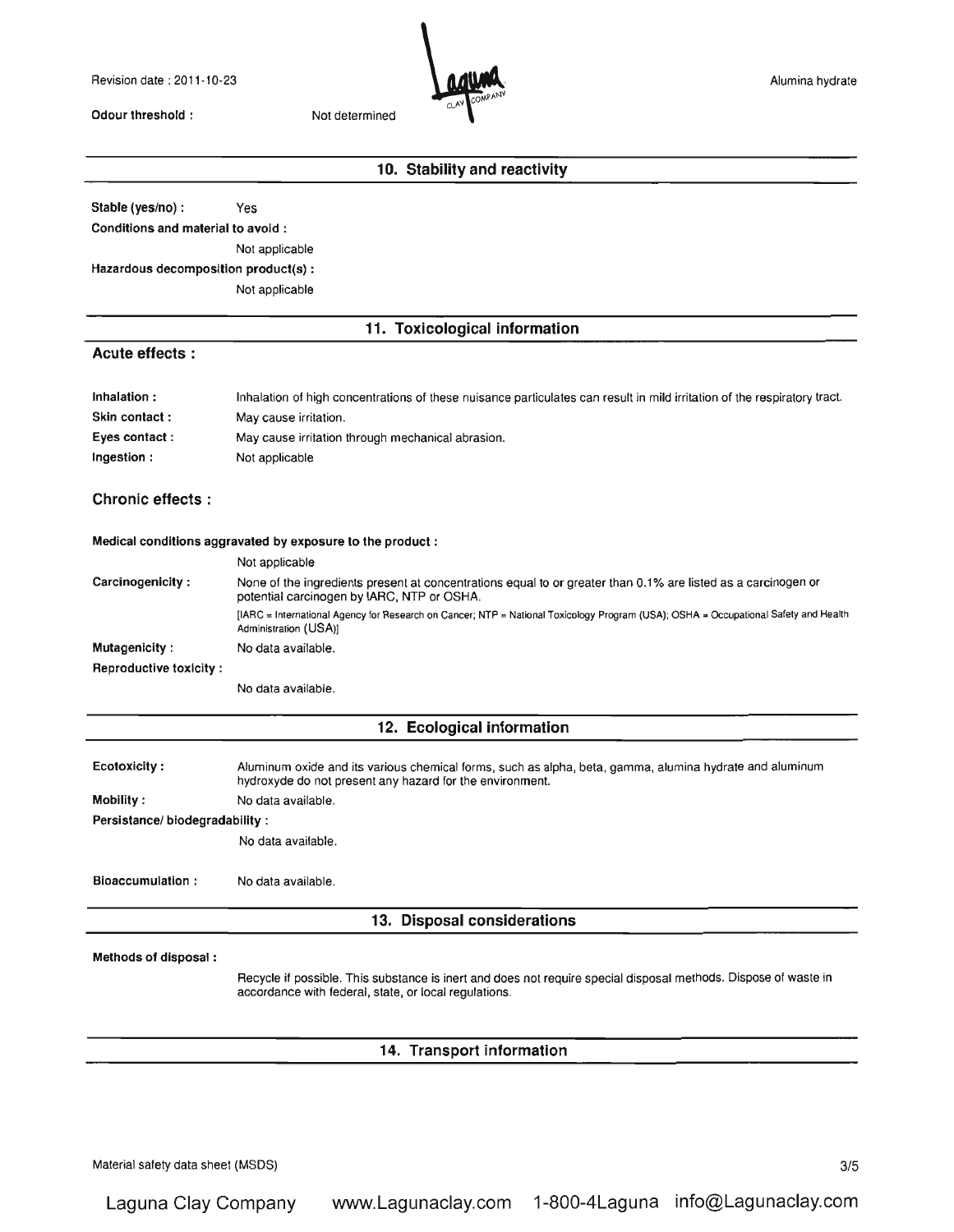Odour threshold : Not determined

## 10. Stability and reactivity

**Stable (yes/no) :** Yes

**Conditions and material to avoid :**

Not applicable

**Hazardous decomposition product(s) :**

Not applicable

## 11. Toxicological information

### Acute effects :

**Inhalation :** Inhalation of high concentrations of these nuisance particulates can result in mild irritation of the respiratory tract.

**Skin contact :** May cause irritation.

**Eyes contact :** May cause irritation through mechanical abrasion.

**Ingestion :** Not applicable

### Chronic effects :

**Medical conditions aggravated by exposure to the product :**

Not applicable

**Carcinogenicity :** None of the ingredients present at concentrations equal to or greater than 0.1% are listed as a carcinogen or potential carcinogen by IARC, NTP or OSHA.

[IARC = International Agency for Research on Cancer; NTP = National Toxicology Program (USA); OSHA = Occupational Safety and Health Administration (USA)]

**Mutagenicity :** No data available.

**Reproductive toxicity :**

No data available.

## 12. Ecological information

**Ecotoxicity :** Aluminum oxide and its various chemical forms, such as alpha, beta, gamma, alumina hydrate and aluminum hydroxyde do not present any hazard for the environment.

**Mobility :** No data available.

**Persistance/ biodegradability :**

No data available.

**Bioaccumulation :** No data available.

## 13. Disposal considerations

**Methods of disposal :**

Recycle if possible. This substance is inert and does not require special disposal methods. Dispose of waste in accordance with federal, state, or local regulations.

## 14. Transport information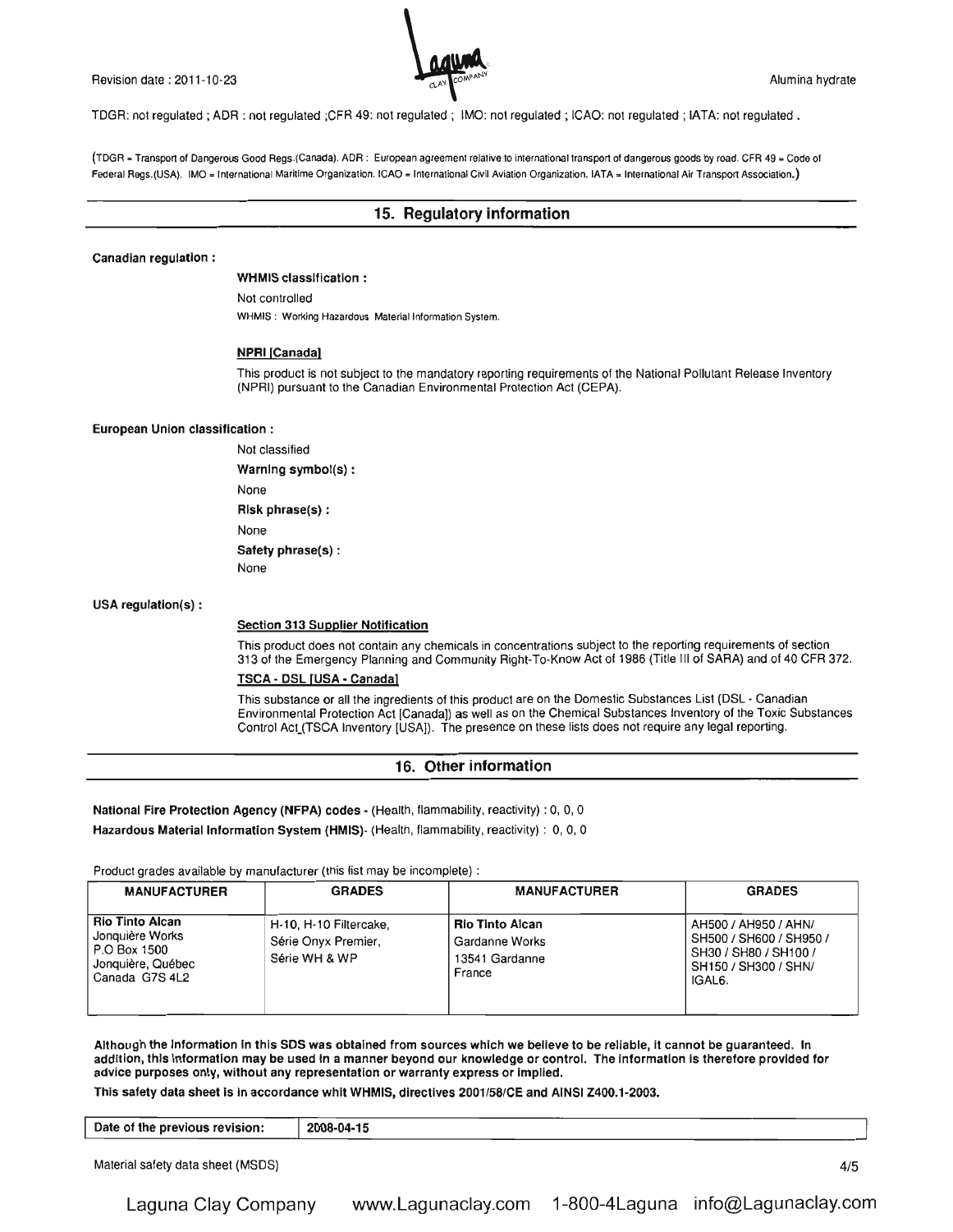TDGR: not regulated ; ADR : not regulated ;CFR 49: not regulated ; IMO: not regulated ; ICAO: not regulated ; IATA: not regulated .

(TDGR = Transport of Dangerous Good Regs.(Canada). ADR : European agreement relative to international transport of dangerous goods by road. CFR 49 = Code of Federal Regs.(USA). IMO = International Maritime Organization. ICAO = International Civil Aviation Organization. IATA = International Air Transport Association.)

## 15. Regulatory information

**Canadian regulation :**

**WHMIS classification :**

Not controlled

WHMIS : Working Hazardous Material Information System.

**NPRI [Canada]**

This product is not subject to the mandatory reporting requirements of the National Pollutant Release Inventory (NPRI) pursuant to the Canadian Environmental Protection Act (CEPA).

**European Union classification :**

Not classified

**Warning symbol(s) :**

None

**Risk phrase(s) :**

None

**Safety phrase(s) :**

None

**USA regulation(s) :**

**Section 313 Supplier Notification**

This product does not contain any chemicals in concentrations subject to the reporting requirements of section 313 of the Emergency Planning and Community Right-To-Know Act of 1986 (Title III of SARA) and of 40 CFR 372.

**TSCA - DSL [USA - Canada]**

This substance or all the ingredients of this product are on the Domestic Substances List (DSL - Canadian Environmental Protection Act [Canada]) as well as on the Chemical Substances Inventory of the Toxic Substances Control Act (TSCA Inventory [USA]). The presence on these lists does not require any legal reporting.

## 16. Other information

**National Fire Protection Agency (NFPA) codes -** (Health, flammability, reactivity) : 0, 0, 0

**Hazardous Material Information System (HMIS)**- (Health, flammability, reactivity) : 0, 0, 0

Product grades available by manufacturer (this list may be incomplete) :

| MANUFACTURER | GRADES | MANUFACTURER | GRADES |
|---|---|---|---|
| **Rio Tinto Alcan** Jonquière Works P.O Box 1500 Jonquière, Québec Canada G7S 4L2 | H-10, H-10 Filtercake, Série Onyx Premier, Série WH & WP | **Rio Tinto Alcan** Gardanne Works 13541 Gardanne France | AH500 / AH950 / AHN/ SH500 / SH600 / SH950 / SH30 / SH80 / SH100 / SH150 / SH300 / SHN/ IGAL6. |

**Although the information in this SDS was obtained from sources which we believe to be reliable, it cannot be guaranteed. In addition, this information may be used in a manner beyond our knowledge or control. The information is therefore provided for advice purposes only, without any representation or warranty express or implied.**

**This safety data sheet is in accordance whit WHMIS, directives 2001/58/CE and AINSI Z400.1-2003.**

| Date of the previous revision: | 2008-04-15 |
|---|---|

Material safety data sheet (MSDS)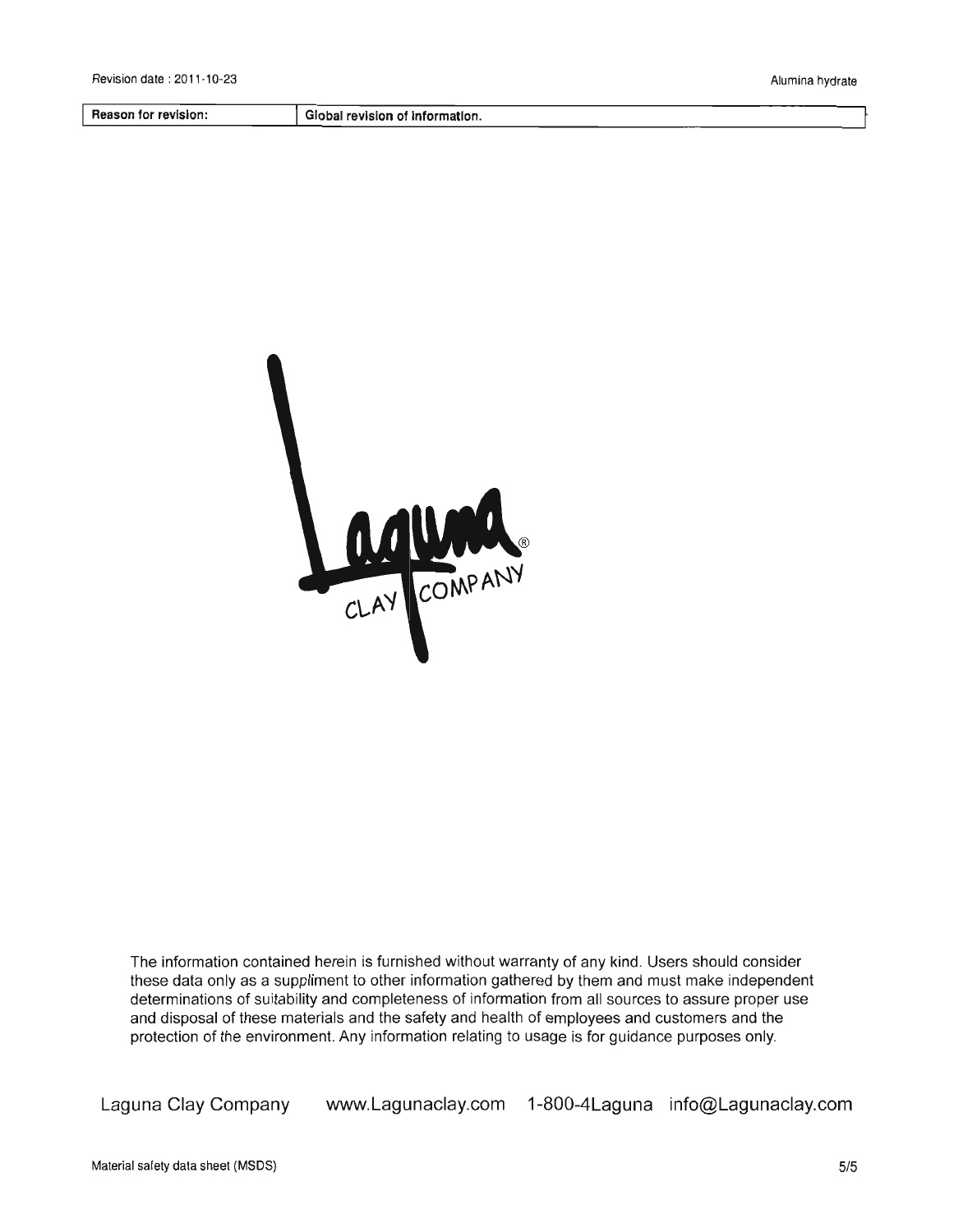| Reason for revision: | Global revision of information. |
| --- | --- |

The information contained herein is furnished without warranty of any kind. Users should consider these data only as a suppliment to other information gathered by them and must make independent determinations of suitability and completeness of information from all sources to assure proper use and disposal of these materials and the safety and health of employees and customers and the protection of the environment. Any information relating to usage is for guidance purposes only.

Laguna Clay Company www.Lagunaclay.com 1-800-4Laguna info@Lagunaclay.com